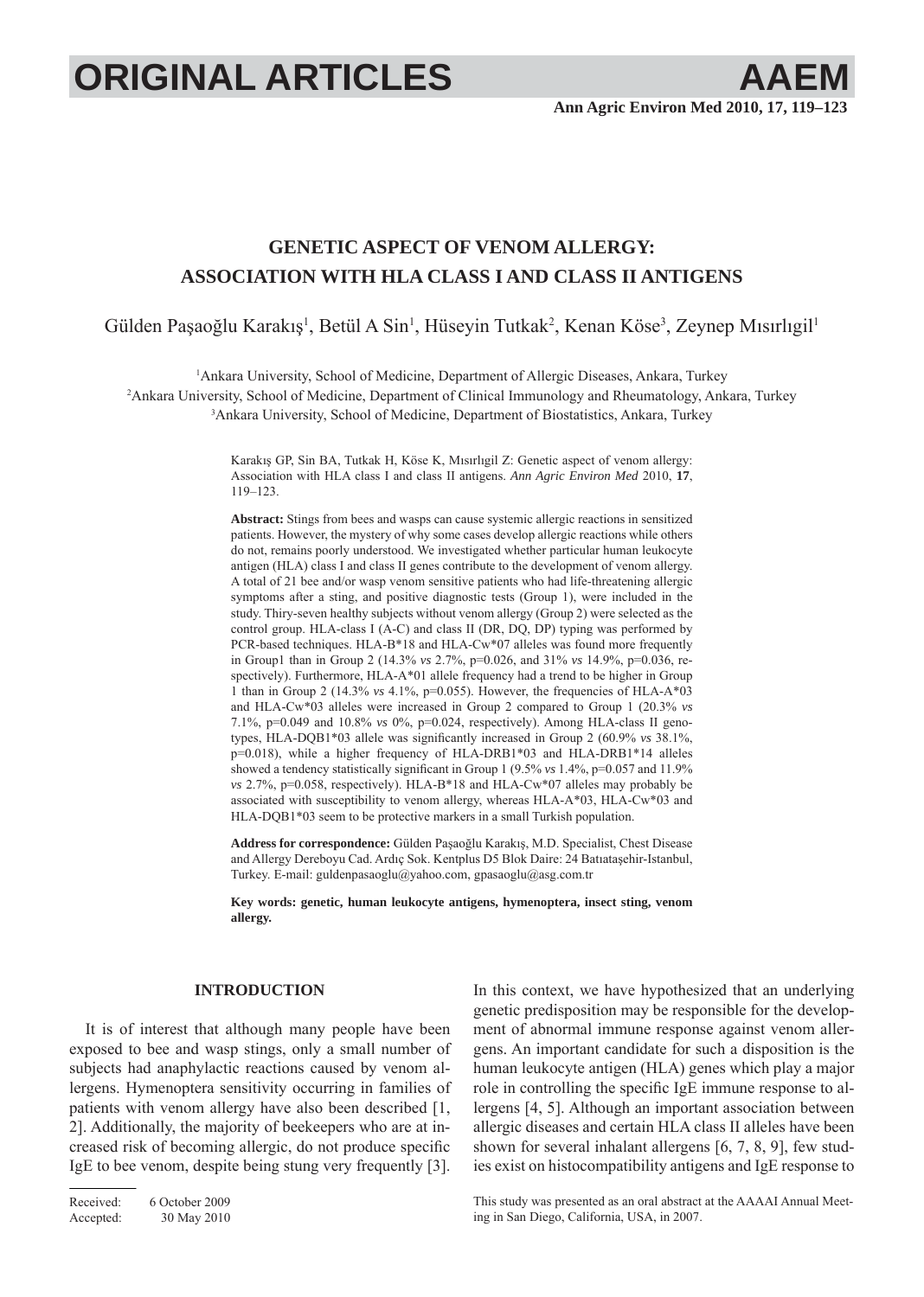# GENETIC ASPECT OF VENOM ALLERGY: ASSOCIATION WITH HLA CLASS I AND CLASS II ANTIGENS

Gülden Paşaoğlu Karakış[1], Betül A Sin[1], Hüseyin Tutkak[2], Kenan Köse[3], Zeynep Mısırlıgil[1]

[1]Ankara University, School of Medicine, Department of Allergic Diseases, Ankara, Turkey
[2]Ankara University, School of Medicine, Department of Clinical Immunology and Rheumatology, Ankara, Turkey
[3]Ankara University, School of Medicine, Department of Biostatistics, Ankara, Turkey

Karakış GP, Sin BA, Tutkak H, Köse K, Mısırlıgil Z: Genetic aspect of venom allergy: Association with HLA class I and class II antigens. *Ann Agric Environ Med* 2010, **17**, 119–123.

**Abstract:** Stings from bees and wasps can cause systemic allergic reactions in sensitized patients. However, the mystery of why some cases develop allergic reactions while others do not, remains poorly understood. We investigated whether particular human leukocyte antigen (HLA) class I and class II genes contribute to the development of venom allergy. A total of 21 bee and/or wasp venom sensitive patients who had life-threatening allergic symptoms after a sting, and positive diagnostic tests (Group 1), were included in the study. Thiry-seven healthy subjects without venom allergy (Group 2) were selected as the control group. HLA-class I (A-C) and class II (DR, DQ, DP) typing was performed by PCR-based techniques. HLA-B*18 and HLA-Cw*07 alleles was found more frequently in Group1 than in Group 2 (14.3% *vs* 2.7%, p=0.026, and 31% *vs* 14.9%, p=0.036, respectively). Furthermore, HLA-A*01 allele frequency had a trend to be higher in Group 1 than in Group 2 (14.3% *vs* 4.1%, p=0.055). However, the frequencies of HLA-A*03 and HLA-Cw*03 alleles were increased in Group 2 compared to Group 1 (20.3% *vs* 7.1%, p=0.049 and 10.8% *vs* 0%, p=0.024, respectively). Among HLA-class II genotypes, HLA-DQB1*03 allele was significantly increased in Group 2 (60.9% *vs* 38.1%, p=0.018), while a higher frequency of HLA-DRB1*03 and HLA-DRB1*14 alleles showed a tendency statistically significant in Group 1 (9.5% *vs* 1.4%, p=0.057 and 11.9% *vs* 2.7%, p=0.058, respectively). HLA-B*18 and HLA-Cw*07 alleles may probably be associated with susceptibility to venom allergy, whereas HLA-A*03, HLA-Cw*03 and HLA-DQB1*03 seem to be protective markers in a small Turkish population.

**Address for correspondence:** Gülden Paşaoğlu Karakış, M.D. Specialist, Chest Disease and Allergy Dereboyu Cad. Ardıç Sok. Kentplus D5 Blok Daire: 24 Batıataşehir-Istanbul, Turkey. E-mail: guldenpasaoglu@yahoo.com, gpasaoglu@asg.com.tr

**Key words: genetic, human leukocyte antigens, hymenoptera, insect sting, venom allergy.**

## INTRODUCTION

It is of interest that although many people have been exposed to bee and wasp stings, only a small number of subjects had anaphylactic reactions caused by venom allergens. Hymenoptera sensitivity occurring in families of patients with venom allergy have also been described [1, 2]. Additionally, the majority of beekeepers who are at increased risk of becoming allergic, do not produce specific IgE to bee venom, despite being stung very frequently [3].

In this context, we have hypothesized that an underlying genetic predisposition may be responsible for the development of abnormal immune response against venom allergens. An important candidate for such a disposition is the human leukocyte antigen (HLA) genes which play a major role in controlling the specific IgE immune response to allergens [4, 5]. Although an important association between allergic diseases and certain HLA class II alleles have been shown for several inhalant allergens [6, 7, 8, 9], few studies exist on histocompatibility antigens and IgE response to

Received: 6 October 2009
Accepted: 30 May 2010

This study was presented as an oral abstract at the AAAAI Annual Meeting in San Diego, California, USA, in 2007.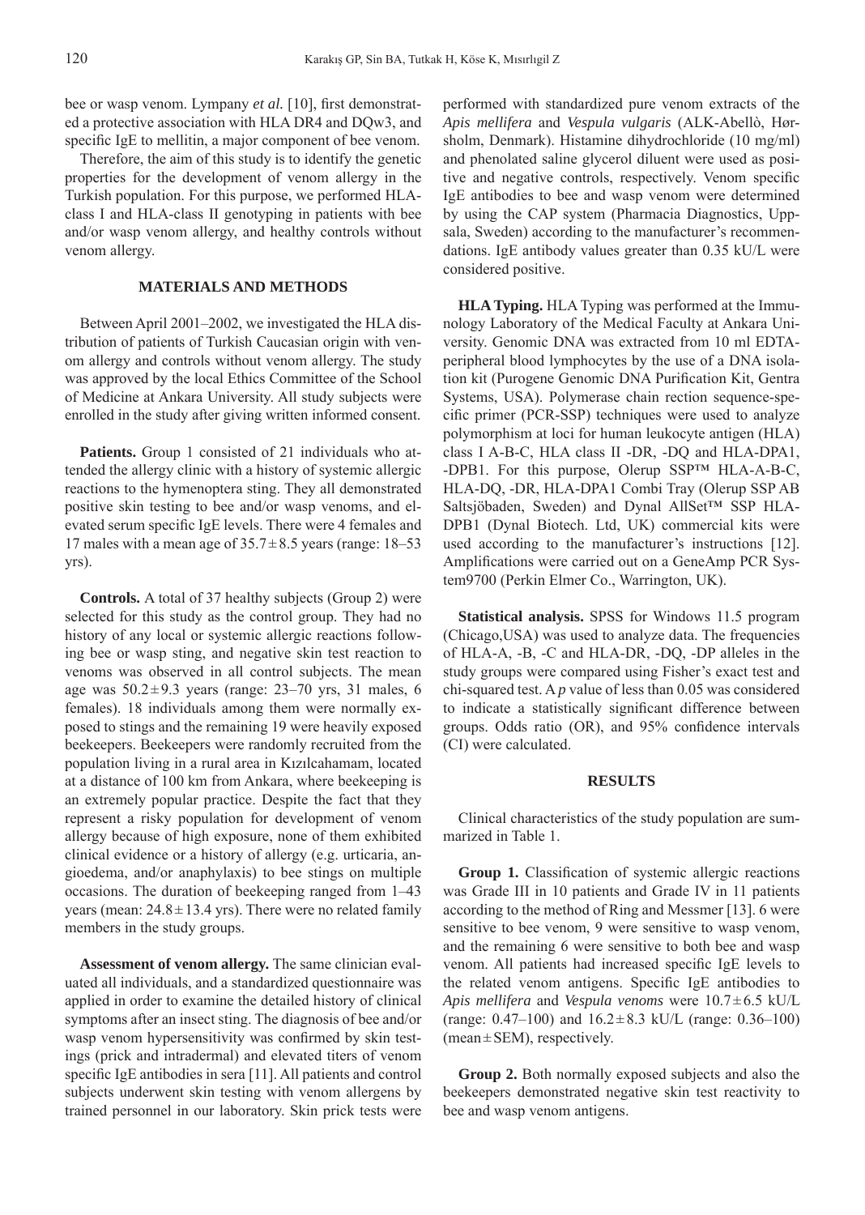bee or wasp venom. Lympany *et al.* [10], first demonstrated a protective association with HLA DR4 and DQw3, and specific IgE to mellitin, a major component of bee venom.

Therefore, the aim of this study is to identify the genetic properties for the development of venom allergy in the Turkish population. For this purpose, we performed HLA-class I and HLA-class II genotyping in patients with bee and/or wasp venom allergy, and healthy controls without venom allergy.

## MATERIALS AND METHODS

Between April 2001–2002, we investigated the HLA distribution of patients of Turkish Caucasian origin with venom allergy and controls without venom allergy. The study was approved by the local Ethics Committee of the School of Medicine at Ankara University. All study subjects were enrolled in the study after giving written informed consent.

**Patients.** Group 1 consisted of 21 individuals who attended the allergy clinic with a history of systemic allergic reactions to the hymenoptera sting. They all demonstrated positive skin testing to bee and/or wasp venoms, and elevated serum specific IgE levels. There were 4 females and 17 males with a mean age of $35.7 \pm 8.5$ years (range: 18–53 yrs).

**Controls.** A total of 37 healthy subjects (Group 2) were selected for this study as the control group. They had no history of any local or systemic allergic reactions following bee or wasp sting, and negative skin test reaction to venoms was observed in all control subjects. The mean age was $50.2 \pm 9.3$ years (range: 23–70 yrs, 31 males, 6 females). 18 individuals among them were normally exposed to stings and the remaining 19 were heavily exposed beekeepers. Beekeepers were randomly recruited from the population living in a rural area in Kızılcahamam, located at a distance of 100 km from Ankara, where beekeeping is an extremely popular practice. Despite the fact that they represent a risky population for development of venom allergy because of high exposure, none of them exhibited clinical evidence or a history of allergy (e.g. urticaria, angioedema, and/or anaphylaxis) to bee stings on multiple occasions. The duration of beekeeping ranged from 1–43 years (mean: $24.8 \pm 13.4$ yrs). There were no related family members in the study groups.

**Assessment of venom allergy.** The same clinician evaluated all individuals, and a standardized questionnaire was applied in order to examine the detailed history of clinical symptoms after an insect sting. The diagnosis of bee and/or wasp venom hypersensitivity was confirmed by skin testings (prick and intradermal) and elevated titers of venom specific IgE antibodies in sera [11]. All patients and control subjects underwent skin testing with venom allergens by trained personnel in our laboratory. Skin prick tests were performed with standardized pure venom extracts of the *Apis mellifera* and *Vespula vulgaris* (ALK-Abellò, Hørsholm, Denmark). Histamine dihydrochloride (10 mg/ml) and phenolated saline glycerol diluent were used as positive and negative controls, respectively. Venom specific IgE antibodies to bee and wasp venom were determined by using the CAP system (Pharmacia Diagnostics, Uppsala, Sweden) according to the manufacturer's recommendations. IgE antibody values greater than 0.35 kU/L were considered positive.

**HLA Typing.** HLA Typing was performed at the Immunology Laboratory of the Medical Faculty at Ankara University. Genomic DNA was extracted from 10 ml EDTA-peripheral blood lymphocytes by the use of a DNA isolation kit (Purogene Genomic DNA Purification Kit, Gentra Systems, USA). Polymerase chain rection sequence-specific primer (PCR-SSP) techniques were used to analyze polymorphism at loci for human leukocyte antigen (HLA) class I A-B-C, HLA class II -DR, -DQ and HLA-DPA1, -DPB1. For this purpose, Olerup SSP™ HLA-A-B-C, HLA-DQ, -DR, HLA-DPA1 Combi Tray (Olerup SSP AB Saltsjöbaden, Sweden) and Dynal AllSet™ SSP HLA-DPB1 (Dynal Biotech. Ltd, UK) commercial kits were used according to the manufacturer's instructions [12]. Amplifications were carried out on a GeneAmp PCR System9700 (Perkin Elmer Co., Warrington, UK).

**Statistical analysis.** SPSS for Windows 11.5 program (Chicago,USA) was used to analyze data. The frequencies of HLA-A, -B, -C and HLA-DR, -DQ, -DP alleles in the study groups were compared using Fisher's exact test and chi-squared test. A $p$ value of less than 0.05 was considered to indicate a statistically significant difference between groups. Odds ratio (OR), and 95% confidence intervals (CI) were calculated.

## RESULTS

Clinical characteristics of the study population are summarized in Table 1.

**Group 1.** Classification of systemic allergic reactions was Grade III in 10 patients and Grade IV in 11 patients according to the method of Ring and Messmer [13]. 6 were sensitive to bee venom, 9 were sensitive to wasp venom, and the remaining 6 were sensitive to both bee and wasp venom. All patients had increased specific IgE levels to the related venom antigens. Specific IgE antibodies to *Apis mellifera* and *Vespula venoms* were $10.7 \pm 6.5$ kU/L (range: 0.47–100) and $16.2 \pm 8.3$ kU/L (range: 0.36–100) (mean ± SEM), respectively.

**Group 2.** Both normally exposed subjects and also the beekeepers demonstrated negative skin test reactivity to bee and wasp venom antigens.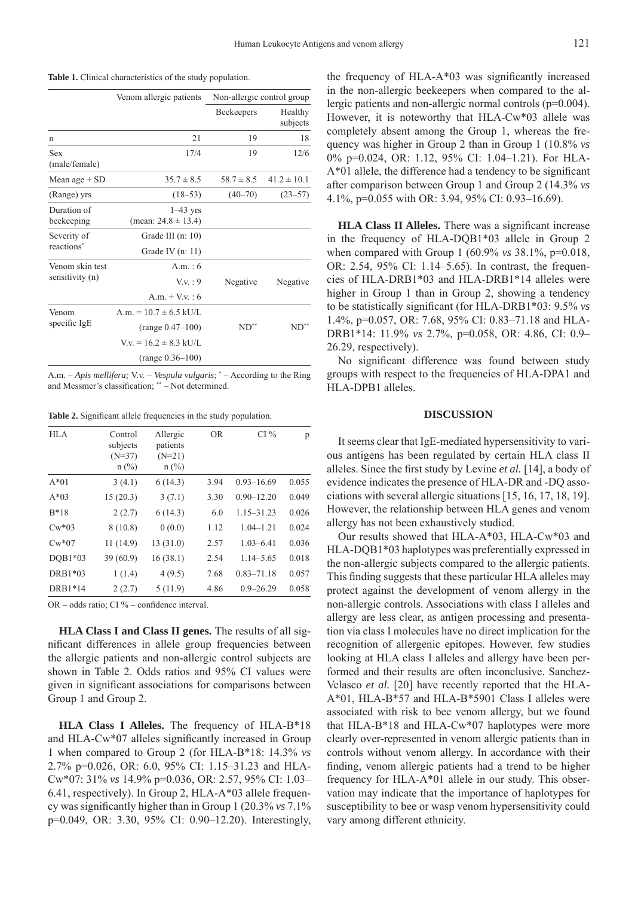**Table 1.** Clinical characteristics of the study population.

| | Venom allergic patients | Non-allergic control group | |
|---|---|---|---|
| | | Beekeepers | Healthy subjects |
| n | 21 | 19 | 18 |
| Sex (male/female) | 17/4 | 19 | 12/6 |
| Mean age + SD | 35.7 ± 8.5 | 58.7 ± 8.5 | 41.2 ± 10.1 |
| (Range) yrs | (18–53) | (40–70) | (23–57) |
| Duration of beekeeping | 1–43 yrs (mean: 24.8 ± 13.4) | | |
| Severity of reactions* | Grade III (n: 10) | | |
| | Grade IV (n: 11) | | |
| Venom skin test sensitivity (n) | A.m. : 6 | | |
| | V.v. : 9 | Negative | Negative |
| | A.m. + V.v. : 6 | | |
| Venom specific IgE | A.m. = 10.7 ± 6.5 kU/L | | |
| | (range 0.47–100) | ND** | ND** |
| | V.v. = 16.2 ± 8.3 kU/L | | |
| | (range 0.36–100) | | |

A.m. – *Apis mellifera;* V.v. – *Vespula vulgaris*; * – According to the Ring and Messmer's classification; ** – Not determined.

**Table 2.** Significant allele frequencies in the study population.

| HLA | Control subjects (N=37) n (%) | Allergic patients (N=21) n (%) | OR | CI % | p |
|---|---|---|---|---|---|
| A*01 | 3 (4.1) | 6 (14.3) | 3.94 | 0.93–16.69 | 0.055 |
| A*03 | 15 (20.3) | 3 (7.1) | 3.30 | 0.90–12.20 | 0.049 |
| B*18 | 2 (2.7) | 6 (14.3) | 6.0 | 1.15–31.23 | 0.026 |
| Cw*03 | 8 (10.8) | 0 (0.0) | 1.12 | 1.04–1.21 | 0.024 |
| Cw*07 | 11 (14.9) | 13 (31.0) | 2.57 | 1.03–6.41 | 0.036 |
| DQB1*03 | 39 (60.9) | 16 (38.1) | 2.54 | 1.14–5.65 | 0.018 |
| DRB1*03 | 1 (1.4) | 4 (9.5) | 7.68 | 0.83–71.18 | 0.057 |
| DRB1*14 | 2 (2.7) | 5 (11.9) | 4.86 | 0.9–26.29 | 0.058 |

OR – odds ratio; CI % – confidence interval.

**HLA Class I and Class II genes.** The results of all significant differences in allele group frequencies between the allergic patients and non-allergic control subjects are shown in Table 2. Odds ratios and 95% CI values were given in significant associations for comparisons between Group 1 and Group 2.

**HLA Class I Alleles.** The frequency of HLA-B*18 and HLA-Cw*07 alleles significantly increased in Group 1 when compared to Group 2 (for HLA-B*18: 14.3% *vs* 2.7% p=0.026, OR: 6.0, 95% CI: 1.15–31.23 and HLA-Cw*07: 31% *vs* 14.9% p=0.036, OR: 2.57, 95% CI: 1.03–6.41, respectively). In Group 2, HLA-A*03 allele frequency was significantly higher than in Group 1 (20.3% *vs* 7.1% p=0.049, OR: 3.30, 95% CI: 0.90–12.20). Interestingly, the frequency of HLA-A*03 was significantly increased in the non-allergic beekeepers when compared to the allergic patients and non-allergic normal controls (p=0.004). However, it is noteworthy that HLA-Cw*03 allele was completely absent among the Group 1, whereas the frequency was higher in Group 2 than in Group 1 (10.8% *vs* 0% p=0.024, OR: 1.12, 95% CI: 1.04–1.21). For HLA-A*01 allele, the difference had a tendency to be significant after comparison between Group 1 and Group 2 (14.3% *vs* 4.1%, p=0.055 with OR: 3.94, 95% CI: 0.93–16.69).

**HLA Class II Alleles.** There was a significant increase in the frequency of HLA-DQB1*03 allele in Group 2 when compared with Group 1 (60.9% *vs* 38.1%, p=0.018, OR: 2.54, 95% CI: 1.14–5.65). In contrast, the frequencies of HLA-DRB1*03 and HLA-DRB1*14 alleles were higher in Group 1 than in Group 2, showing a tendency to be statistically significant (for HLA-DRB1*03: 9.5% *vs* 1.4%, p=0.057, OR: 7.68, 95% CI: 0.83–71.18 and HLA-DRB1*14: 11.9% *vs* 2.7%, p=0.058, OR: 4.86, CI: 0.9–26.29, respectively).

No significant difference was found between study groups with respect to the frequencies of HLA-DPA1 and HLA-DPB1 alleles.

## DISCUSSION

It seems clear that IgE-mediated hypersensitivity to various antigens has been regulated by certain HLA class II alleles. Since the first study by Levine *et al.* [14], a body of evidence indicates the presence of HLA-DR and -DQ associations with several allergic situations [15, 16, 17, 18, 19]. However, the relationship between HLA genes and venom allergy has not been exhaustively studied.

Our results showed that HLA-A*03, HLA-Cw*03 and HLA-DQB1*03 haplotypes was preferentially expressed in the non-allergic subjects compared to the allergic patients. This finding suggests that these particular HLA alleles may protect against the development of venom allergy in the non-allergic controls. Associations with class I alleles and allergy are less clear, as antigen processing and presentation via class I molecules have no direct implication for the recognition of allergenic epitopes. However, few studies looking at HLA class I alleles and allergy have been performed and their results are often inconclusive. Sanchez-Velasco *et al.* [20] have recently reported that the HLA-A*01, HLA-B*57 and HLA-B*5901 Class I alleles were associated with risk to bee venom allergy, but we found that HLA-B*18 and HLA-Cw*07 haplotypes were more clearly over-represented in venom allergic patients than in controls without venom allergy. In accordance with their finding, venom allergic patients had a trend to be higher frequency for HLA-A*01 allele in our study. This observation may indicate that the importance of haplotypes for susceptibility to bee or wasp venom hypersensitivity could vary among different ethnicity.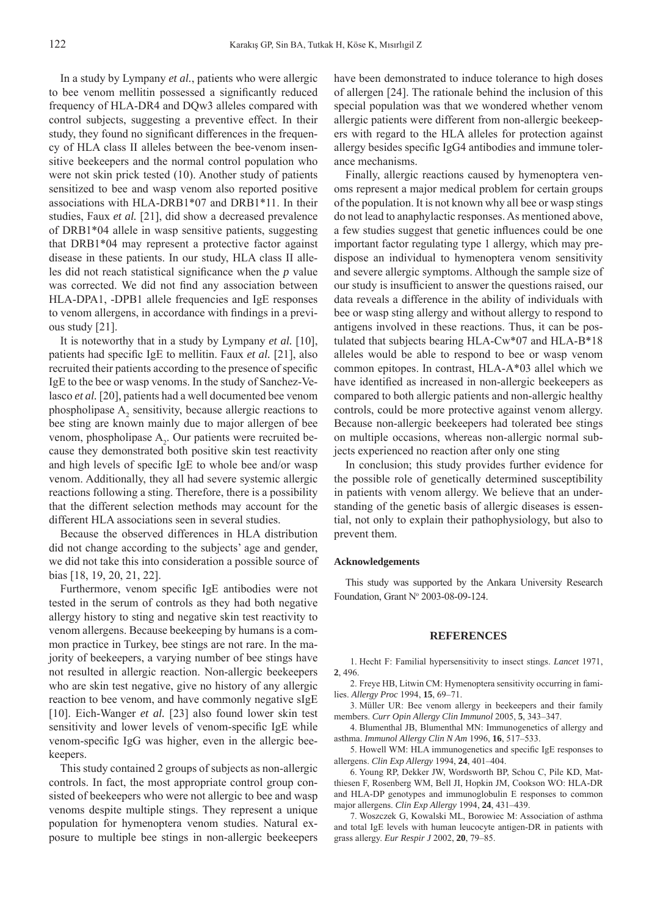In a study by Lympany *et al.*, patients who were allergic to bee venom mellitin possessed a significantly reduced frequency of HLA-DR4 and DQw3 alleles compared with control subjects, suggesting a preventive effect. In their study, they found no significant differences in the frequency of HLA class II alleles between the bee-venom insensitive beekeepers and the normal control population who were not skin prick tested (10). Another study of patients sensitized to bee and wasp venom also reported positive associations with HLA-DRB1*07 and DRB1*11. In their studies, Faux *et al.* [21], did show a decreased prevalence of DRB1*04 allele in wasp sensitive patients, suggesting that DRB1*04 may represent a protective factor against disease in these patients. In our study, HLA class II alleles did not reach statistical significance when the *p* value was corrected. We did not find any association between HLA-DPA1, -DPB1 allele frequencies and IgE responses to venom allergens, in accordance with findings in a previous study [21].

It is noteworthy that in a study by Lympany *et al.* [10], patients had specific IgE to mellitin. Faux *et al.* [21], also recruited their patients according to the presence of specific IgE to the bee or wasp venoms. In the study of Sanchez-Velasco *et al.* [20], patients had a well documented bee venom phospholipase $A_2$ sensitivity, because allergic reactions to bee sting are known mainly due to major allergen of bee venom, phospholipase $A_2$. Our patients were recruited because they demonstrated both positive skin test reactivity and high levels of specific IgE to whole bee and/or wasp venom. Additionally, they all had severe systemic allergic reactions following a sting. Therefore, there is a possibility that the different selection methods may account for the different HLA associations seen in several studies.

Because the observed differences in HLA distribution did not change according to the subjects' age and gender, we did not take this into consideration a possible source of bias [18, 19, 20, 21, 22].

Furthermore, venom specific IgE antibodies were not tested in the serum of controls as they had both negative allergy history to sting and negative skin test reactivity to venom allergens. Because beekeeping by humans is a common practice in Turkey, bee stings are not rare. In the majority of beekeepers, a varying number of bee stings have not resulted in allergic reaction. Non-allergic beekeepers who are skin test negative, give no history of any allergic reaction to bee venom, and have commonly negative sIgE [10]. Eich-Wanger *et al.* [23] also found lower skin test sensitivity and lower levels of venom-specific IgE while venom-specific IgG was higher, even in the allergic beekeepers.

This study contained 2 groups of subjects as non-allergic controls. In fact, the most appropriate control group consisted of beekeepers who were not allergic to bee and wasp venoms despite multiple stings. They represent a unique population for hymenoptera venom studies. Natural exposure to multiple bee stings in non-allergic beekeepers have been demonstrated to induce tolerance to high doses of allergen [24]. The rationale behind the inclusion of this special population was that we wondered whether venom allergic patients were different from non-allergic beekeepers with regard to the HLA alleles for protection against allergy besides specific IgG4 antibodies and immune tolerance mechanisms.

Finally, allergic reactions caused by hymenoptera venoms represent a major medical problem for certain groups of the population. It is not known why all bee or wasp stings do not lead to anaphylactic responses. As mentioned above, a few studies suggest that genetic influences could be one important factor regulating type 1 allergy, which may predispose an individual to hymenoptera venom sensitivity and severe allergic symptoms. Although the sample size of our study is insufficient to answer the questions raised, our data reveals a difference in the ability of individuals with bee or wasp sting allergy and without allergy to respond to antigens involved in these reactions. Thus, it can be postulated that subjects bearing HLA-Cw*07 and HLA-B*18 alleles would be able to respond to bee or wasp venom common epitopes. In contrast, HLA-A*03 allel which we have identified as increased in non-allergic beekeepers as compared to both allergic patients and non-allergic healthy controls, could be more protective against venom allergy. Because non-allergic beekeepers had tolerated bee stings on multiple occasions, whereas non-allergic normal subjects experienced no reaction after only one sting

In conclusion; this study provides further evidence for the possible role of genetically determined susceptibility in patients with venom allergy. We believe that an understanding of the genetic basis of allergic diseases is essential, not only to explain their pathophysiology, but also to prevent them.

### Acknowledgements

This study was supported by the Ankara University Research Foundation, Grant N° 2003-08-09-124.

## REFERENCES

1. Hecht F: Familial hypersensitivity to insect stings. *Lancet* 1971, **2**, 496.
2. Freye HB, Litwin CM: Hymenoptera sensitivity occurring in families. *Allergy Proc* 1994, **15**, 69–71.
3. Müller UR: Bee venom allergy in beekeepers and their family members. *Curr Opin Allergy Clin Immunol* 2005, **5**, 343–347.
4. Blumenthal JB, Blumenthal MN: Immunogenetics of allergy and asthma. *Immunol Allergy Clin N Am* 1996, **16**, 517–533.
5. Howell WM: HLA immunogenetics and specific IgE responses to allergens. *Clin Exp Allergy* 1994, **24**, 401–404.
6. Young RP, Dekker JW, Wordsworth BP, Schou C, Pile KD, Matthiesen F, Rosenberg WM, Bell JI, Hopkin JM, Cookson WO: HLA-DR and HLA-DP genotypes and immunoglobulin E responses to common major allergens. *Clin Exp Allergy* 1994, **24**, 431–439.
7. Woszczek G, Kowalski ML, Borowiec M: Association of asthma and total IgE levels with human leucocyte antigen-DR in patients with grass allergy. *Eur Respir J* 2002, **20**, 79–85.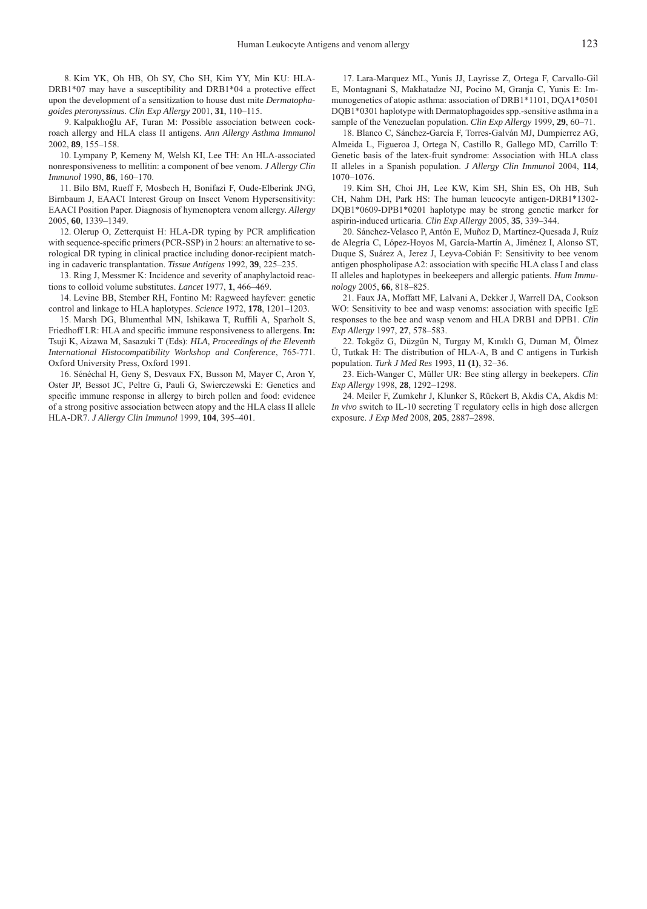8. Kim YK, Oh HB, Oh SY, Cho SH, Kim YY, Min KU: HLA-DRB1*07 may have a susceptibility and DRB1*04 a protective effect upon the development of a sensitization to house dust mite *Dermatophagoides pteronyssinus*. *Clin Exp Allergy* 2001, **31**, 110–115.

9. Kalpaklıoğlu AF, Turan M: Possible association between cockroach allergy and HLA class II antigens. *Ann Allergy Asthma Immunol* 2002, **89**, 155–158.

10. Lympany P, Kemeny M, Welsh KI, Lee TH: An HLA-associated nonresponsiveness to mellitin: a component of bee venom. *J Allergy Clin Immunol* 1990, **86**, 160–170.

11. Bilo BM, Rueff F, Mosbech H, Bonifazi F, Oude-Elberink JNG, Birnbaum J, EAACI Interest Group on Insect Venom Hypersensitivity: EAACI Position Paper. Diagnosis of hymenoptera venom allergy. *Allergy* 2005, **60**, 1339–1349.

12. Olerup O, Zetterquist H: HLA-DR typing by PCR amplification with sequence-specific primers (PCR-SSP) in 2 hours: an alternative to serological DR typing in clinical practice including donor-recipient matching in cadaveric transplantation. *Tissue Antigens* 1992, **39**, 225–235.

13. Ring J, Messmer K: Incidence and severity of anaphylactoid reactions to colloid volume substitutes. *Lancet* 1977, **1**, 466–469.

14. Levine BB, Stember RH, Fontino M: Ragweed hayfever: genetic control and linkage to HLA haplotypes. *Science* 1972, **178**, 1201–1203.

15. Marsh DG, Blumenthal MN, Ishikawa T, Ruffili A, Sparholt S, Friedhoff LR: HLA and specific immune responsiveness to allergens. **In:** Tsuji K, Aizawa M, Sasazuki T (Eds): *HLA, Proceedings of the Eleventh International Histocompatibility Workshop and Conference*, 765-771. Oxford University Press, Oxford 1991.

16. Sénéchal H, Geny S, Desvaux FX, Busson M, Mayer C, Aron Y, Oster JP, Bessot JC, Peltre G, Pauli G, Swierczewski E: Genetics and specific immune response in allergy to birch pollen and food: evidence of a strong positive association between atopy and the HLA class II allele HLA-DR7. *J Allergy Clin Immunol* 1999, **104**, 395–401.

17. Lara-Marquez ML, Yunis JJ, Layrisse Z, Ortega F, Carvallo-Gil E, Montagnani S, Makhatadze NJ, Pocino M, Granja C, Yunis E: Immunogenetics of atopic asthma: association of DRB1*1101, DQA1*0501 DQB1*0301 haplotype with Dermatophagoides spp.-sensitive asthma in a sample of the Venezuelan population. *Clin Exp Allergy* 1999, **29**, 60–71.

18. Blanco C, Sánchez-García F, Torres-Galván MJ, Dumpierrez AG, Almeida L, Figueroa J, Ortega N, Castillo R, Gallego MD, Carrillo T: Genetic basis of the latex-fruit syndrome: Association with HLA class II alleles in a Spanish population. *J Allergy Clin Immunol* 2004, **114**, 1070–1076.

19. Kim SH, Choi JH, Lee KW, Kim SH, Shin ES, Oh HB, Suh CH, Nahm DH, Park HS: The human leucocyte antigen-DRB1*1302-DQB1*0609-DPB1*0201 haplotype may be strong genetic marker for aspirin-induced urticaria. *Clin Exp Allergy* 2005, **35**, 339–344.

20. Sánchez-Velasco P, Antón E, Muñoz D, Martínez-Quesada J, Ruíz de Alegría C, López-Hoyos M, García-Martín A, Jiménez I, Alonso ST, Duque S, Suárez A, Jerez J, Leyva-Cobián F: Sensitivity to bee venom antigen phospholipase A2: association with specific HLA class I and class II alleles and haplotypes in beekeepers and allergic patients. *Hum Immunology* 2005, **66**, 818–825.

21. Faux JA, Moffatt MF, Lalvani A, Dekker J, Warrell DA, Cookson WO: Sensitivity to bee and wasp venoms: association with specific IgE responses to the bee and wasp venom and HLA DRB1 and DPB1. *Clin Exp Allergy* 1997, **27**, 578–583.

22. Tokgöz G, Düzgün N, Turgay M, Kınıklı G, Duman M, Ölmez Ü, Tutkak H: The distribution of HLA-A, B and C antigens in Turkish population. *Turk J Med Res* 1993, **11 (1)**, 32–36.

23. Eich-Wanger C, Müller UR: Bee sting allergy in beekepers. *Clin Exp Allergy* 1998, **28**, 1292–1298.

24. Meiler F, Zumkehr J, Klunker S, Rückert B, Akdis CA, Akdis M: *In vivo* switch to IL-10 secreting T regulatory cells in high dose allergen exposure. *J Exp Med* 2008, **205**, 2887–2898.